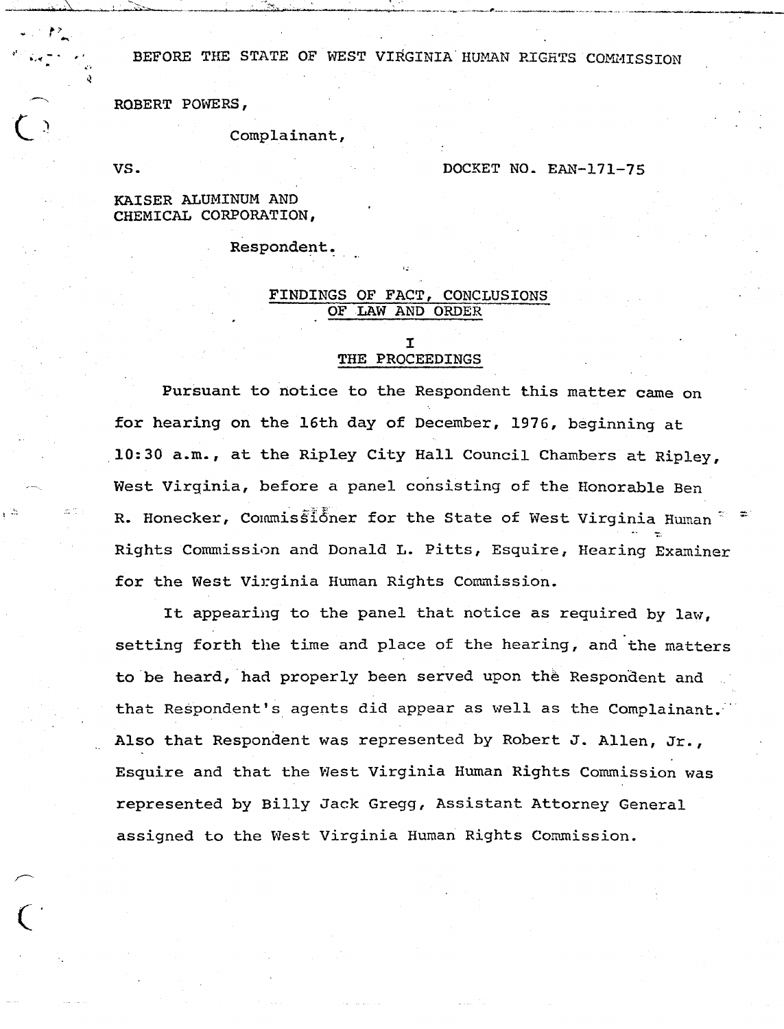BEFORE THE STATE OF WEST VIRGINIA HUMAN RIGHTS COMMISSION

ROBERT POWERS,

Complainant,

VS. DOCKET NO. EAN-171-75

KAISER ALUMINUM AND CHEMICAL CORPORATION,

Respondent.

## FINDINGS OF FACT, CONCLUSIONS OF LAW AND ORDER

### I
### THE PROCEEDINGS

Pursuant to notice to the Respondent this matter came on for hearing on the 16th day of December, 1976, beginning at 10:30 a.m., at the Ripley City Hall Council Chambers at Ripley, West Virginia, before a panel consisting of the Honorable Ben R. Honecker, Commissioner for the State of West Virginia Human Rights Commission and Donald L. Pitts, Esquire, Hearing Examiner for the West Virginia Human Rights Commission.

It appearing to the panel that notice as required by law, setting forth the time and place of the hearing, and the matters to be heard, had properly been served upon the Respondent and that Respondent's agents did appear as well as the Complainant. Also that Respondent was represented by Robert J. Allen, Jr., Esquire and that the West Virginia Human Rights Commission was represented by Billy Jack Gregg, Assistant Attorney General assigned to the West Virginia Human Rights Commission.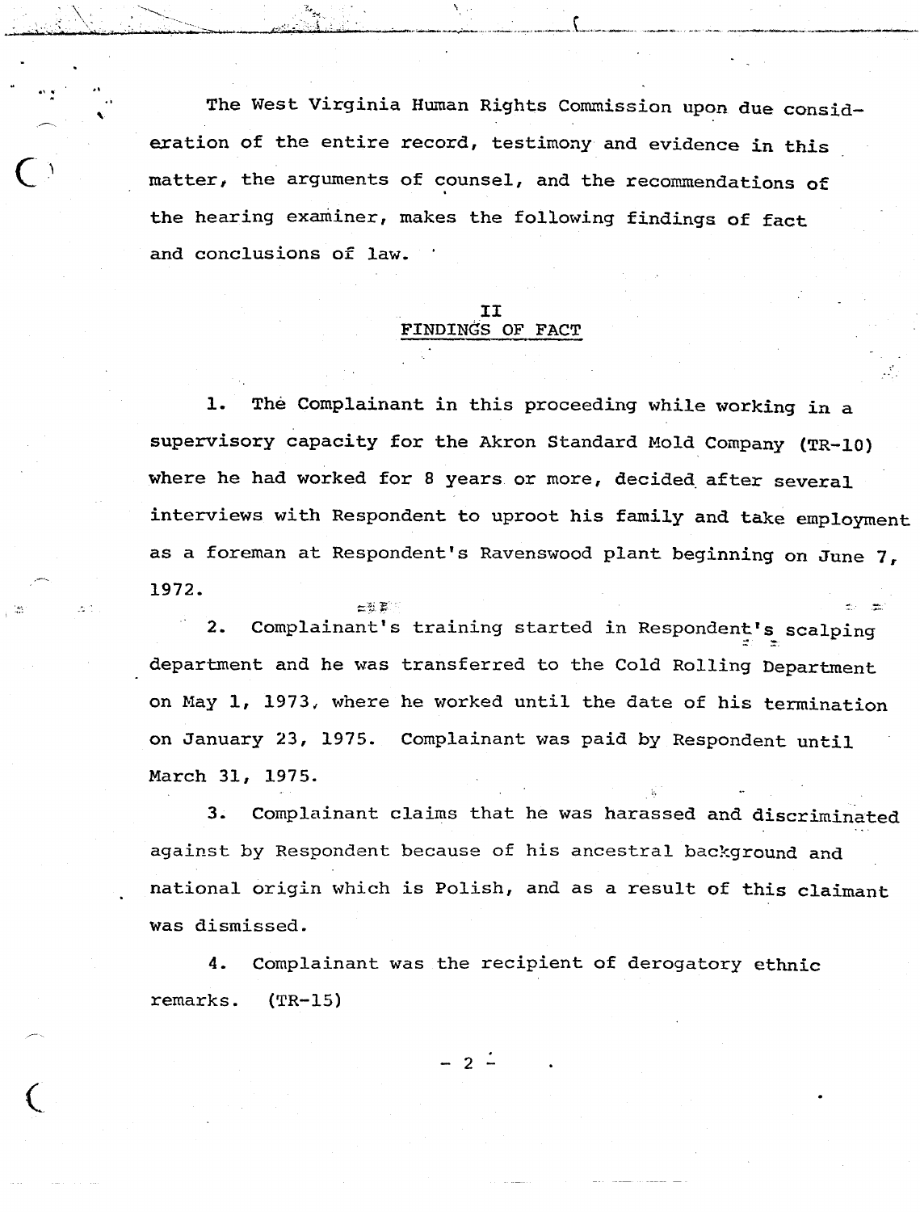The West Virginia Human Rights Commission upon due consideration of the entire record, testimony and evidence in this matter, the arguments of counsel, and the recommendations of the hearing examiner, makes the following findings of fact and conclusions of law.

## II
## FINDINGS OF FACT

1. The Complainant in this proceeding while working in a supervisory capacity for the Akron Standard Mold Company (TR-10) where he had worked for 8 years or more, decided after several interviews with Respondent to uproot his family and take employment as a foreman at Respondent's Ravenswood plant beginning on June 7, 1972.

2. Complainant's training started in Respondent's scalping department and he was transferred to the Cold Rolling Department on May 1, 1973, where he worked until the date of his termination on January 23, 1975. Complainant was paid by Respondent until March 31, 1975.

3. Complainant claims that he was harassed and discriminated against by Respondent because of his ancestral background and national origin which is Polish, and as a result of this claimant was dismissed.

4. Complainant was the recipient of derogatory ethnic remarks. (TR-15)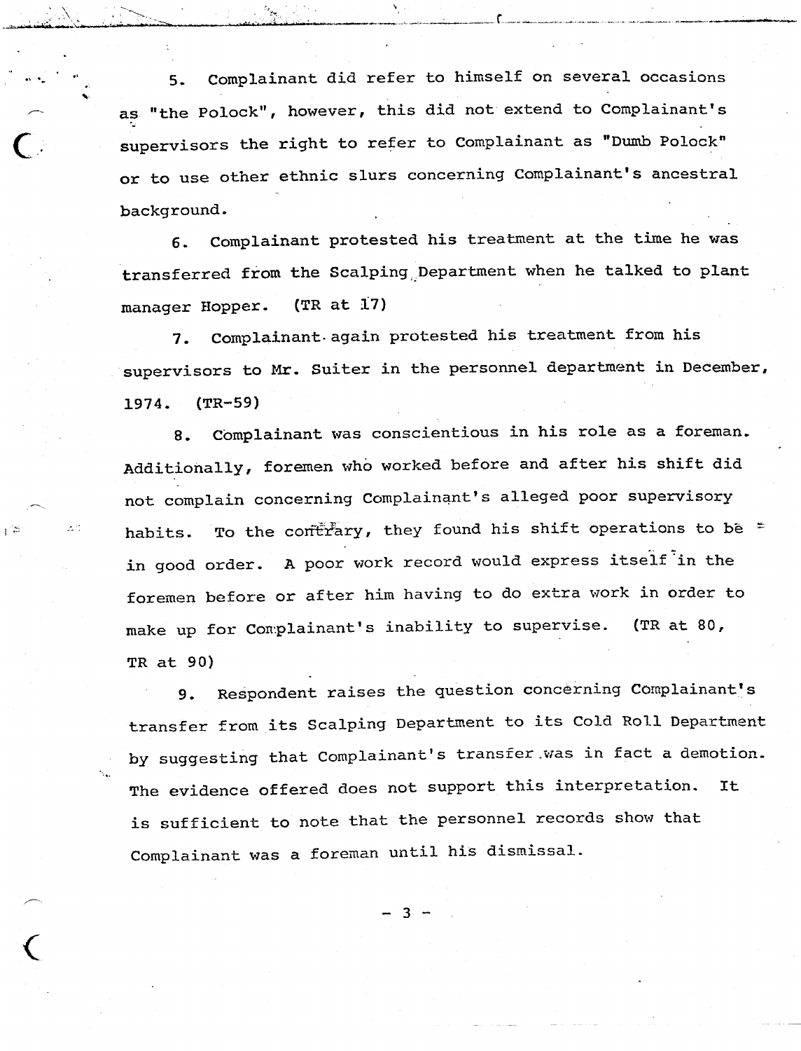5. Complainant did refer to himself on several occasions as "the Polock", however, this did not extend to Complainant's supervisors the right to refer to Complainant as "Dumb Polock" or to use other ethnic slurs concerning Complainant's ancestral background.

6. Complainant protested his treatment at the time he was transferred from the Scalping Department when he talked to plant manager Hopper. (TR at 17)

7. Complainant again protested his treatment from his supervisors to Mr. Suiter in the personnel department in December, 1974. (TR-59)

8. Complainant was conscientious in his role as a foreman. Additionally, foremen who worked before and after his shift did not complain concerning Complainant's alleged poor supervisory habits. To the contrary, they found his shift operations to be in good order. A poor work record would express itself in the foremen before or after him having to do extra work in order to make up for Complainant's inability to supervise. (TR at 80, TR at 90)

9. Respondent raises the question concerning Complainant's transfer from its Scalping Department to its Cold Roll Department by suggesting that Complainant's transfer was in fact a demotion. The evidence offered does not support this interpretation. It is sufficient to note that the personnel records show that Complainant was a foreman until his dismissal.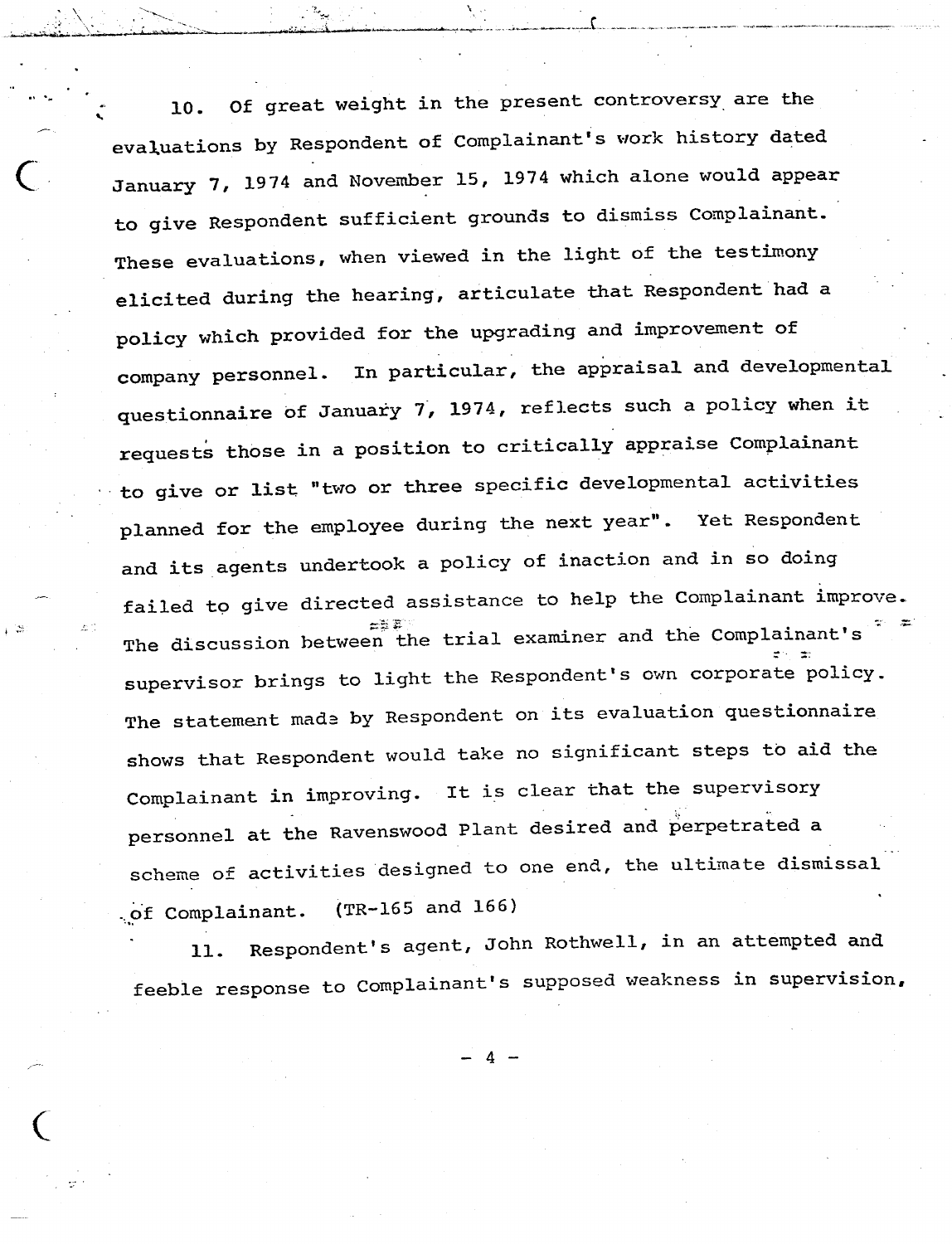10. Of great weight in the present controversy are the evaluations by Respondent of Complainant's work history dated January 7, 1974 and November 15, 1974 which alone would appear to give Respondent sufficient grounds to dismiss Complainant. These evaluations, when viewed in the light of the testimony elicited during the hearing, articulate that Respondent had a policy which provided for the upgrading and improvement of company personnel. In particular, the appraisal and developmental questionnaire of January 7, 1974, reflects such a policy when it requests those in a position to critically appraise Complainant to give or list "two or three specific developmental activities planned for the employee during the next year". Yet Respondent and its agents undertook a policy of inaction and in so doing failed to give directed assistance to help the Complainant improve. The discussion between the trial examiner and the Complainant's supervisor brings to light the Respondent's own corporate policy. The statement made by Respondent on its evaluation questionnaire shows that Respondent would take no significant steps to aid the Complainant in improving. It is clear that the supervisory personnel at the Ravenswood Plant desired and perpetrated a scheme of activities designed to one end, the ultimate dismissal of Complainant. (TR-165 and 166)

11. Respondent's agent, John Rothwell, in an attempted and feeble response to Complainant's supposed weakness in supervision,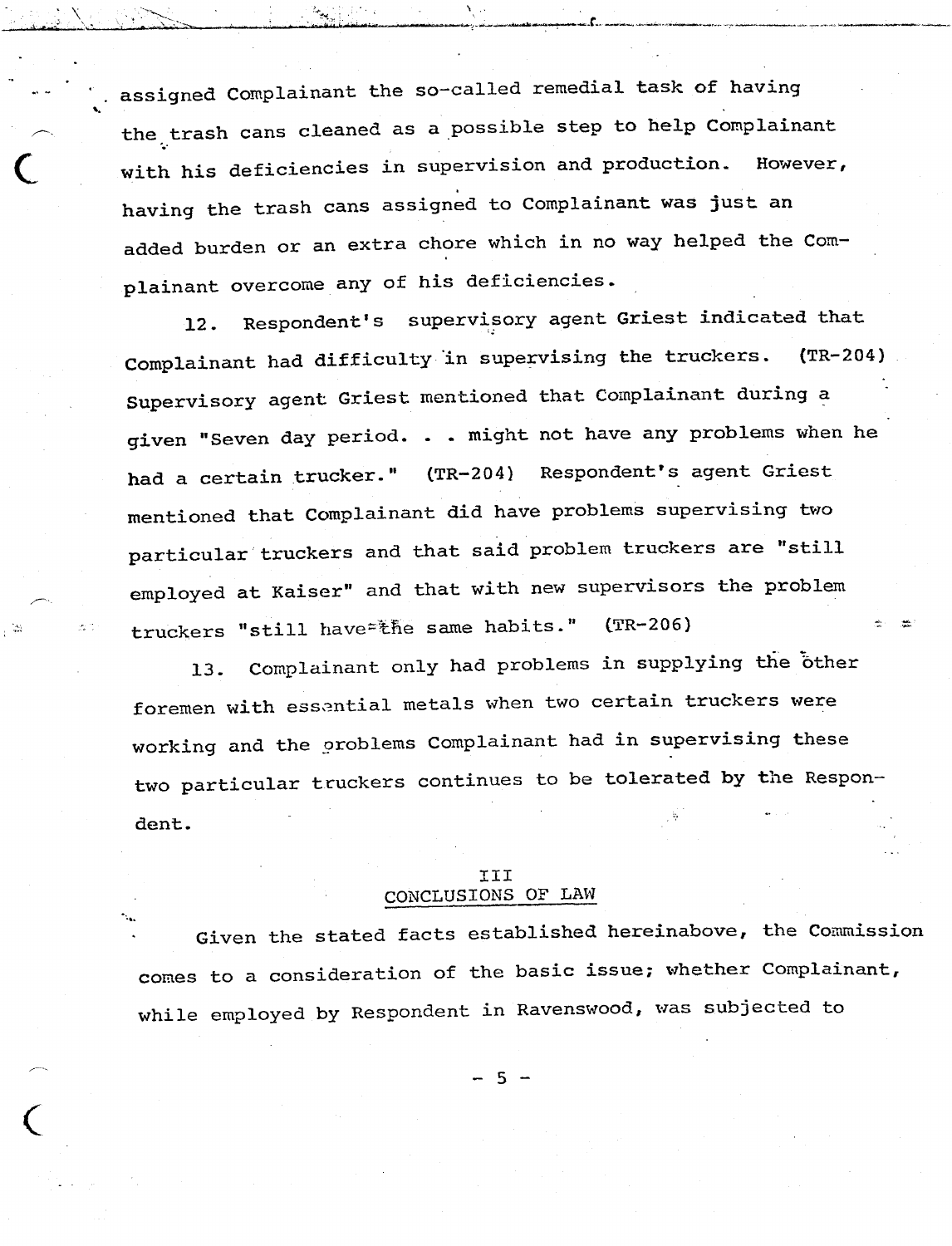assigned Complainant the so-called remedial task of having the trash cans cleaned as a possible step to help Complainant with his deficiencies in supervision and production. However, having the trash cans assigned to Complainant was just an added burden or an extra chore which in no way helped the Complainant overcome any of his deficiencies.

12. Respondent's supervisory agent Griest indicated that Complainant had difficulty in supervising the truckers. (TR-204) Supervisory agent Griest mentioned that Complainant during a given "Seven day period. . . might not have any problems when he had a certain trucker." (TR-204) Respondent's agent Griest mentioned that Complainant did have problems supervising two particular truckers and that said problem truckers are "still employed at Kaiser" and that with new supervisors the problem truckers "still have the same habits." (TR-206)

13. Complainant only had problems in supplying the other foremen with essential metals when two certain truckers were working and the problems Complainant had in supervising these two particular truckers continues to be tolerated by the Respondent.

## III
## CONCLUSIONS OF LAW

Given the stated facts established hereinabove, the Commission comes to a consideration of the basic issue; whether Complainant, while employed by Respondent in Ravenswood, was subjected to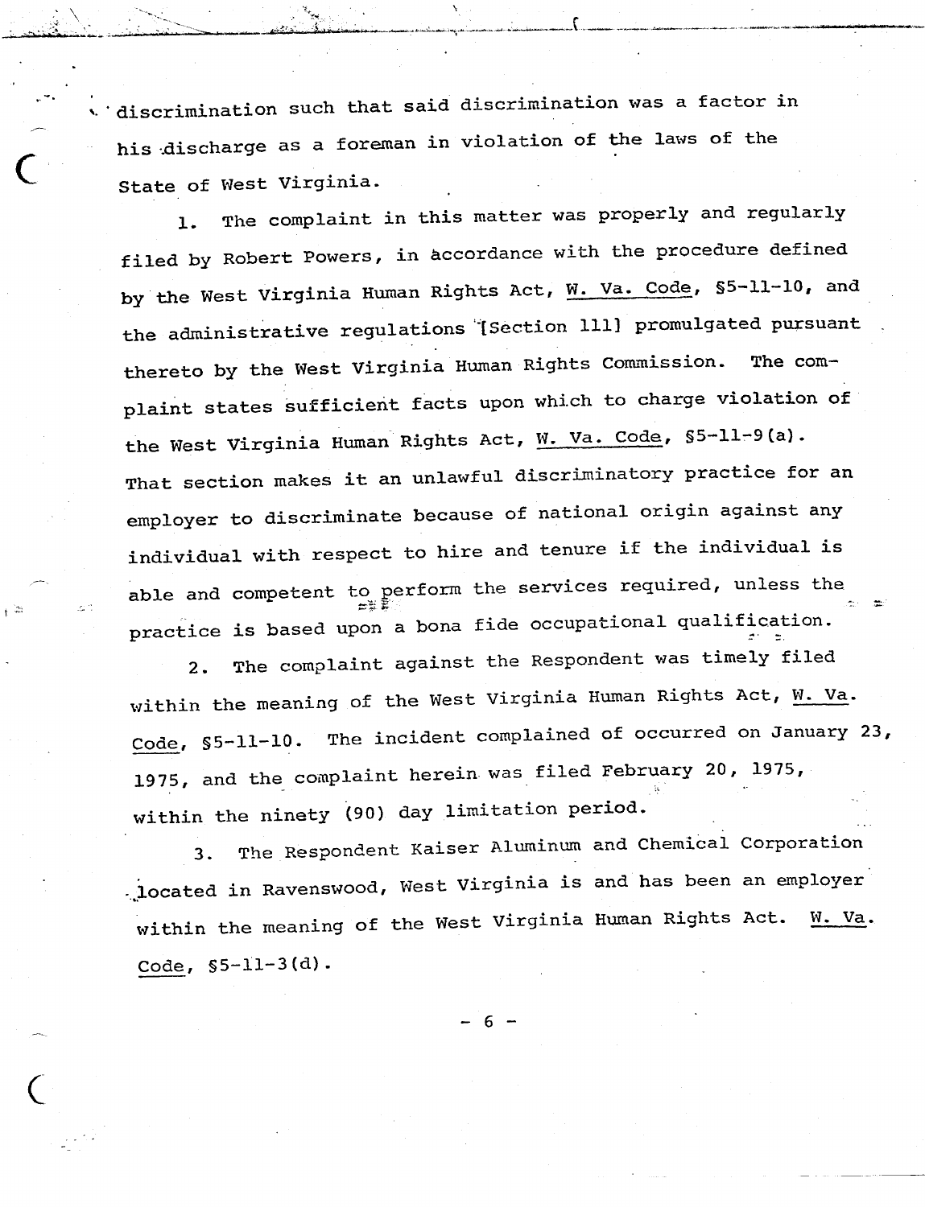discrimination such that said discrimination was a factor in his discharge as a foreman in violation of the laws of the State of West Virginia.

1. The complaint in this matter was properly and regularly filed by Robert Powers, in accordance with the procedure defined by the West Virginia Human Rights Act, W. Va. Code, §5-11-10, and the administrative regulations [Section 111] promulgated pursuant thereto by the West Virginia Human Rights Commission. The complaint states sufficient facts upon which to charge violation of the West Virginia Human Rights Act, W. Va. Code, §5-11-9(a). That section makes it an unlawful discriminatory practice for an employer to discriminate because of national origin against any individual with respect to hire and tenure if the individual is able and competent to perform the services required, unless the practice is based upon a bona fide occupational qualification.

2. The complaint against the Respondent was timely filed within the meaning of the West Virginia Human Rights Act, W. Va. Code, §5-11-10. The incident complained of occurred on January 23, 1975, and the complaint herein was filed February 20, 1975, within the ninety (90) day limitation period.

3. The Respondent Kaiser Aluminum and Chemical Corporation located in Ravenswood, West Virginia is and has been an employer within the meaning of the West Virginia Human Rights Act. W. Va. Code, §5-11-3(d).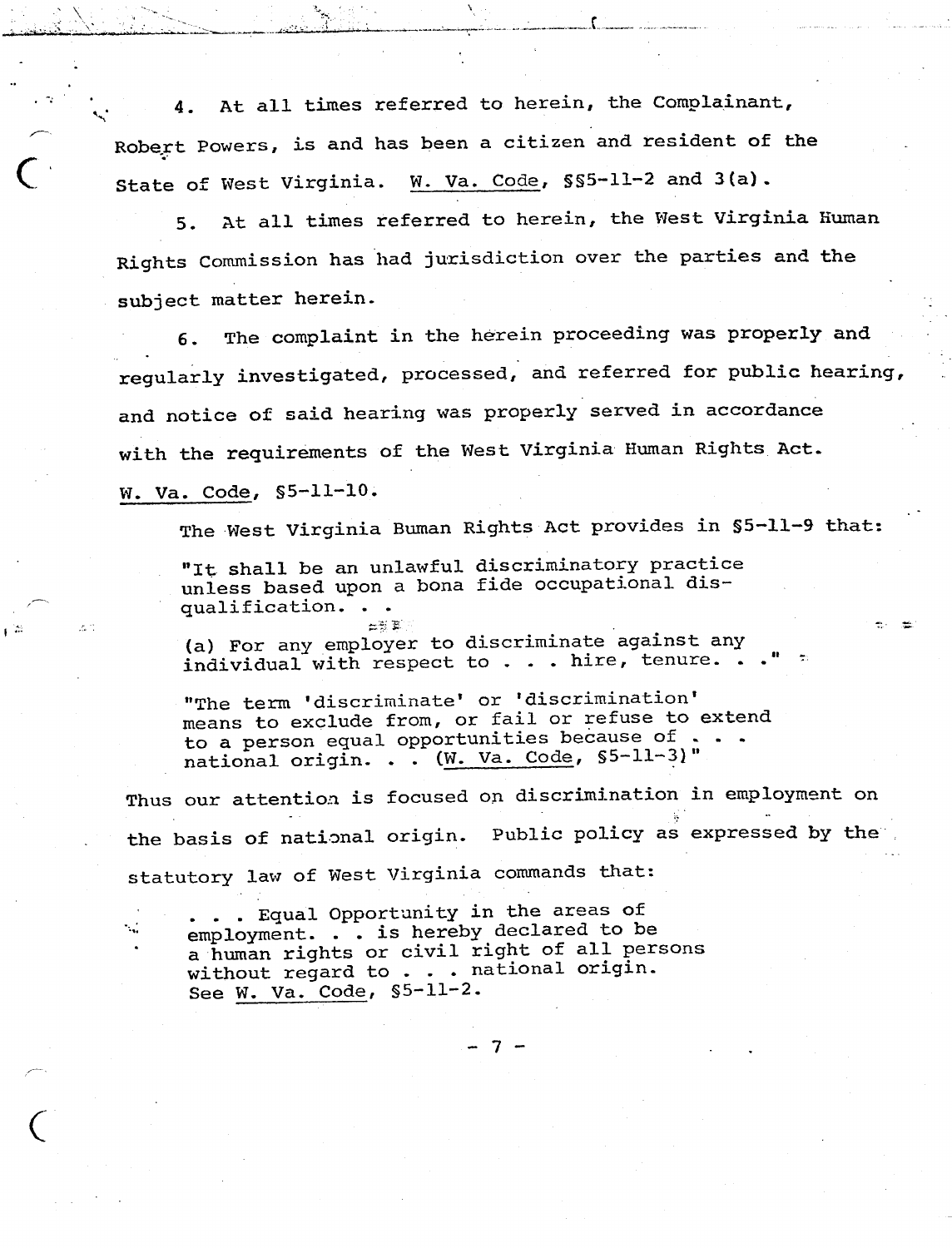4. At all times referred to herein, the Complainant, Robert Powers, is and has been a citizen and resident of the State of West Virginia. W. Va. Code, §§5-11-2 and 3(a).

5. At all times referred to herein, the West Virginia Human Rights Commission has had jurisdiction over the parties and the subject matter herein.

6. The complaint in the herein proceeding was properly and regularly investigated, processed, and referred for public hearing, and notice of said hearing was properly served in accordance with the requirements of the West Virginia Human Rights Act. W. Va. Code, §5-11-10.

The West Virginia Buman Rights Act provides in §5-11-9 that:

> "It shall be an unlawful discriminatory practice unless based upon a bona fide occupational disqualification. . .
>
> (a) For any employer to discriminate against any individual with respect to . . . hire, tenure. . ."
>
> "The term 'discriminate' or 'discrimination' means to exclude from, or fail or refuse to extend to a person equal opportunities because of . . . national origin. . . (W. Va. Code, §5-11-3)"

Thus our attention is focused on discrimination in employment on the basis of national origin. Public policy as expressed by the statutory law of West Virginia commands that:

> . . . Equal Opportunity in the areas of employment. . . is hereby declared to be a human rights or civil right of all persons without regard to . . . national origin. See W. Va. Code, §5-11-2.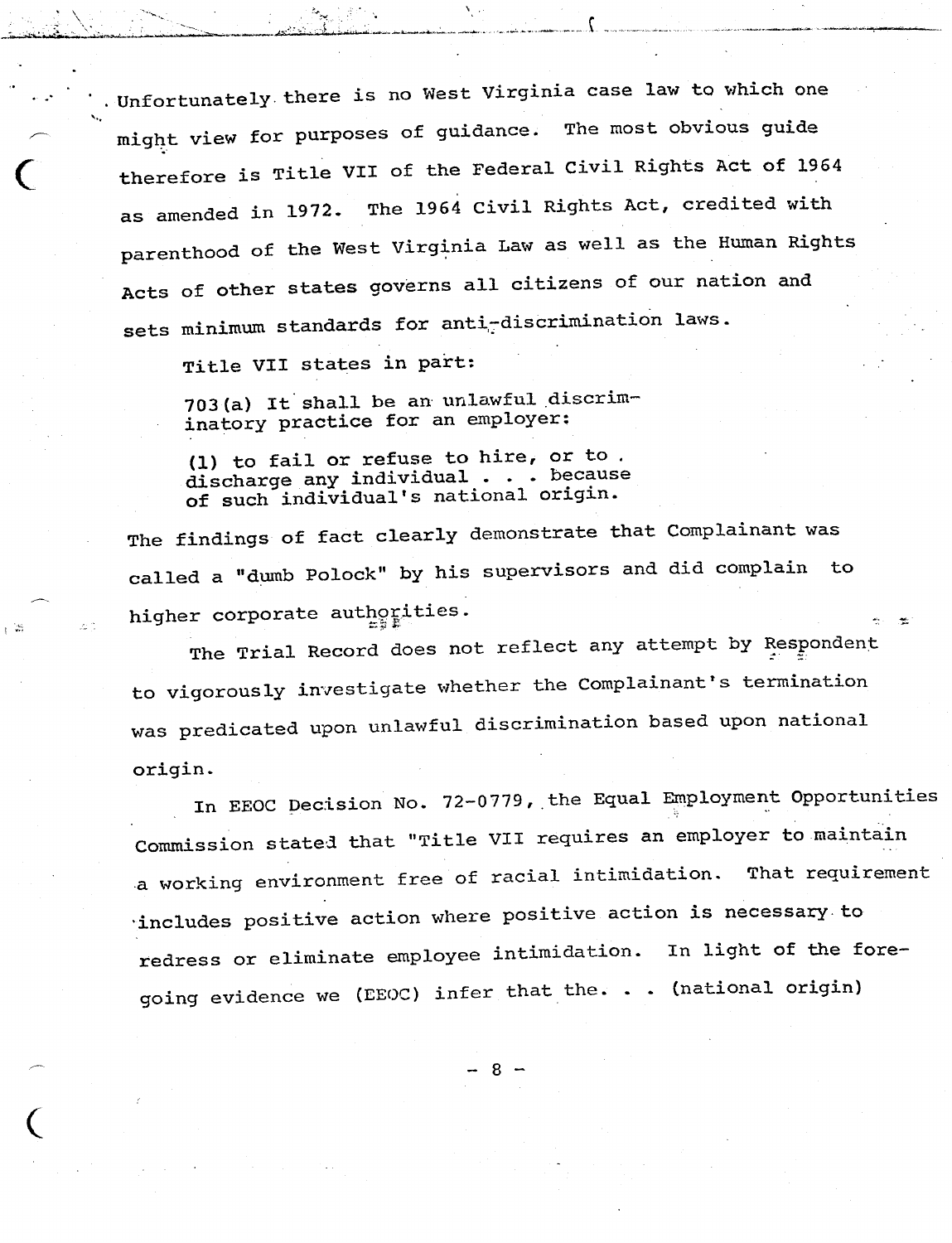Unfortunately there is no West Virginia case law to which one might view for purposes of guidance. The most obvious guide therefore is Title VII of the Federal Civil Rights Act of 1964 as amended in 1972. The 1964 Civil Rights Act, credited with parenthood of the West Virginia Law as well as the Human Rights Acts of other states governs all citizens of our nation and sets minimum standards for anti-discrimination laws.

Title VII states in part:

> 703(a) It shall be an unlawful discriminatory practice for an employer:
>
> (1) to fail or refuse to hire, or to discharge any individual . . . because of such individual's national origin.

The findings of fact clearly demonstrate that Complainant was called a "dumb Polock" by his supervisors and did complain to higher corporate authorities.

The Trial Record does not reflect any attempt by Respondent to vigorously investigate whether the Complainant's termination was predicated upon unlawful discrimination based upon national origin.

In EEOC Decision No. 72-0779, the Equal Employment Opportunities Commission stated that "Title VII requires an employer to maintain a working environment free of racial intimidation. That requirement includes positive action where positive action is necessary to redress or eliminate employee intimidation. In light of the foregoing evidence we (EEOC) infer that the. . . (national origin)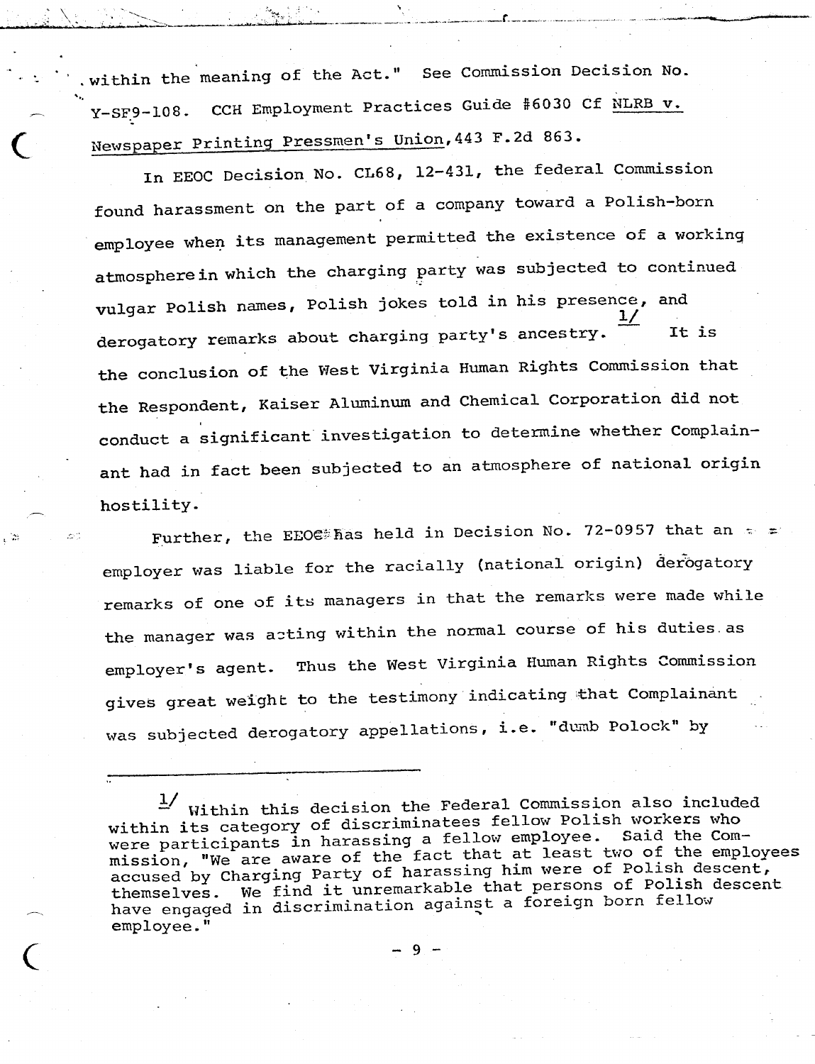within the meaning of the Act." See Commission Decision No. Y-SF9-108. CCH Employment Practices Guide #6030 Cf NLRB v. Newspaper Printing Pressmen's Union, 443 F.2d 863.

In EEOC Decision No. CL68, 12-431, the federal Commission found harassment on the part of a company toward a Polish-born employee when its management permitted the existence of a working atmosphere in which the charging party was subjected to continued vulgar Polish names, Polish jokes told in his presence, and derogatory remarks about charging party's ancestry.[1/] It is the conclusion of the West Virginia Human Rights Commission that the Respondent, Kaiser Aluminum and Chemical Corporation did not conduct a significant investigation to determine whether Complainant had in fact been subjected to an atmosphere of national origin hostility.

Further, the EEOC has held in Decision No. 72-0957 that an employer was liable for the racially (national origin) derogatory remarks of one of its managers in that the remarks were made while the manager was acting within the normal course of his duties as employer's agent. Thus the West Virginia Human Rights Commission gives great weight to the testimony indicating that Complainant was subjected derogatory appellations, i.e. "dumb Polock" by

---

[1/] Within this decision the Federal Commission also included within its category of discriminatees fellow Polish workers who were participants in harassing a fellow employee. Said the Commission, "We are aware of the fact that at least two of the employees accused by Charging Party of harassing him were of Polish descent, themselves. We find it unremarkable that persons of Polish descent have engaged in discrimination against a foreign born fellow employee."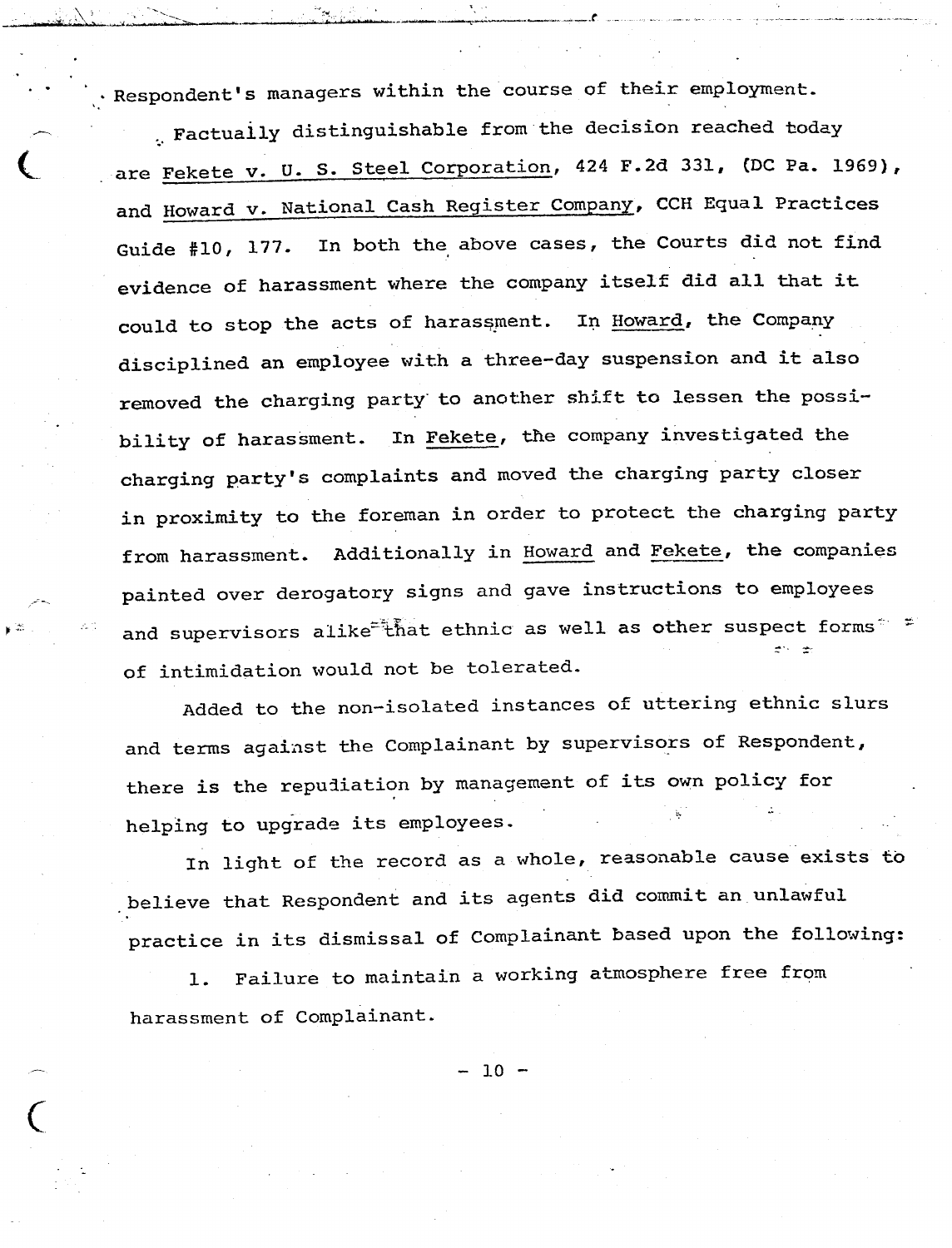Respondent's managers within the course of their employment.

Factually distinguishable from the decision reached today are Fekete v. U. S. Steel Corporation, 424 F.2d 331, (DC Pa. 1969), and Howard v. National Cash Register Company, CCH Equal Practices Guide #10, 177. In both the above cases, the Courts did not find evidence of harassment where the company itself did all that it could to stop the acts of harassment. In Howard, the Company disciplined an employee with a three-day suspension and it also removed the charging party to another shift to lessen the possibility of harassment. In Fekete, the company investigated the charging party's complaints and moved the charging party closer in proximity to the foreman in order to protect the charging party from harassment. Additionally in Howard and Fekete, the companies painted over derogatory signs and gave instructions to employees and supervisors alike that ethnic as well as other suspect forms of intimidation would not be tolerated.

Added to the non-isolated instances of uttering ethnic slurs and terms against the Complainant by supervisors of Respondent, there is the repudiation by management of its own policy for helping to upgrade its employees.

In light of the record as a whole, reasonable cause exists to believe that Respondent and its agents did commit an unlawful practice in its dismissal of Complainant based upon the following:

1. Failure to maintain a working atmosphere free from harassment of Complainant.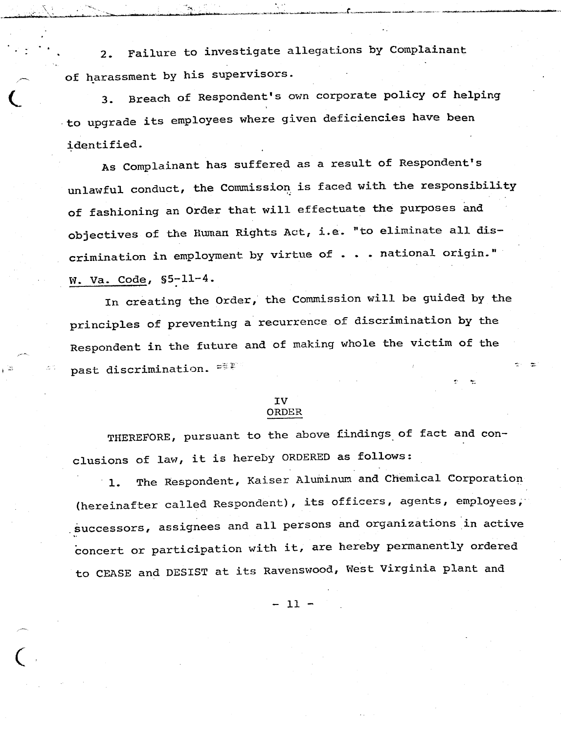2. Failure to investigate allegations by Complainant of harassment by his supervisors.

3. Breach of Respondent's own corporate policy of helping to upgrade its employees where given deficiencies have been identified.

As Complainant has suffered as a result of Respondent's unlawful conduct, the Commission is faced with the responsibility of fashioning an Order that will effectuate the purposes and objectives of the Human Rights Act, i.e. "to eliminate all discrimination in employment by virtue of . . . national origin." W. Va. Code, §5-11-4.

In creating the Order, the Commission will be guided by the principles of preventing a recurrence of discrimination by the Respondent in the future and of making whole the victim of the past discrimination.

## IV
## ORDER

THEREFORE, pursuant to the above findings of fact and conclusions of law, it is hereby ORDERED as follows:

1. The Respondent, Kaiser Aluminum and Chemical Corporation (hereinafter called Respondent), its officers, agents, employees, successors, assignees and all persons and organizations in active concert or participation with it, are hereby permanently ordered to CEASE and DESIST at its Ravenswood, West Virginia plant and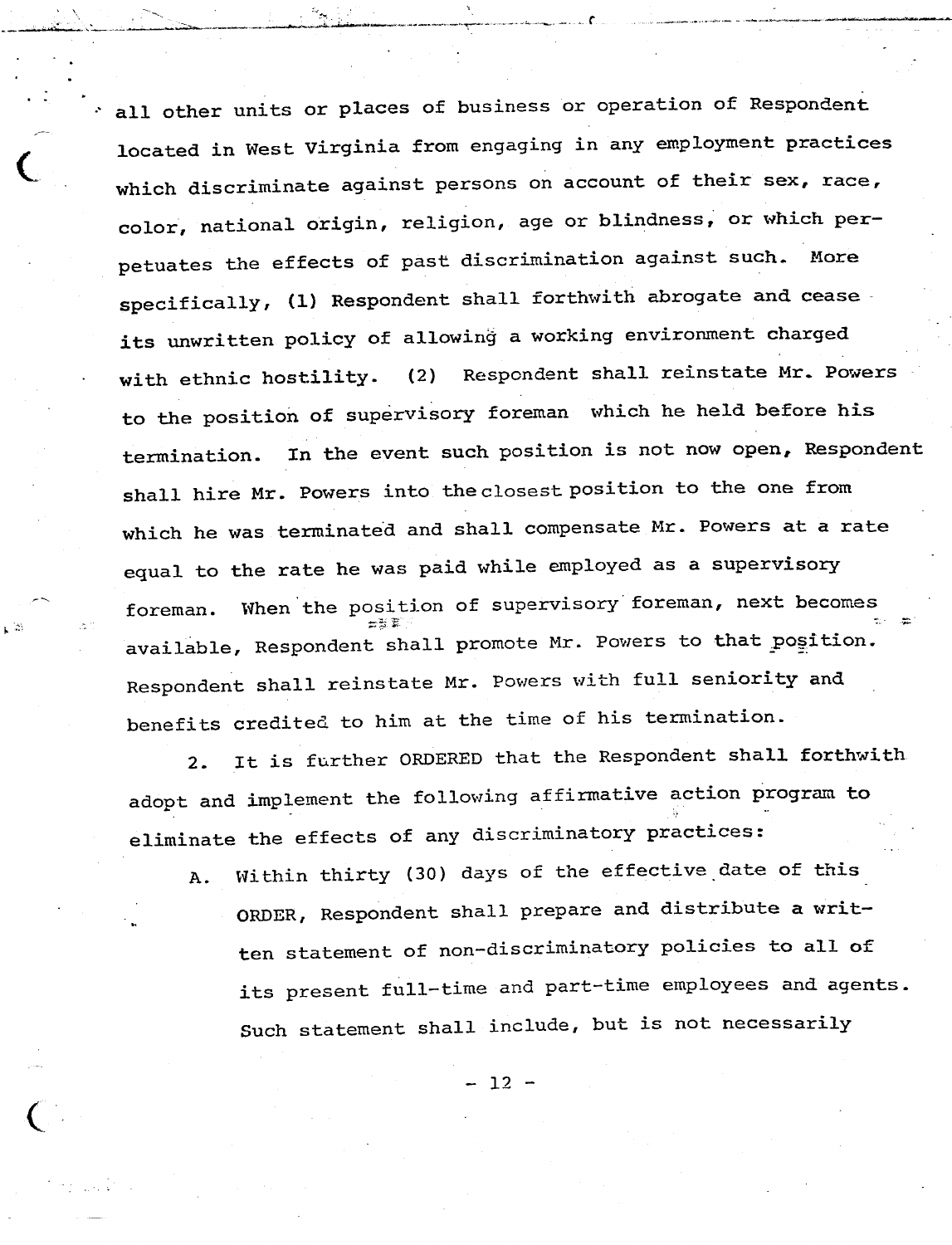all other units or places of business or operation of Respondent located in West Virginia from engaging in any employment practices which discriminate against persons on account of their sex, race, color, national origin, religion, age or blindness, or which perpetuates the effects of past discrimination against such. More specifically, (1) Respondent shall forthwith abrogate and cease its unwritten policy of allowing a working environment charged with ethnic hostility. (2) Respondent shall reinstate Mr. Powers to the position of supervisory foreman which he held before his termination. In the event such position is not now open, Respondent shall hire Mr. Powers into the closest position to the one from which he was terminated and shall compensate Mr. Powers at a rate equal to the rate he was paid while employed as a supervisory foreman. When the position of supervisory foreman, next becomes available, Respondent shall promote Mr. Powers to that position. Respondent shall reinstate Mr. Powers with full seniority and benefits credited to him at the time of his termination.

2. It is further ORDERED that the Respondent shall forthwith adopt and implement the following affirmative action program to eliminate the effects of any discriminatory practices:

A. Within thirty (30) days of the effective date of this ORDER, Respondent shall prepare and distribute a written statement of non-discriminatory policies to all of its present full-time and part-time employees and agents. Such statement shall include, but is not necessarily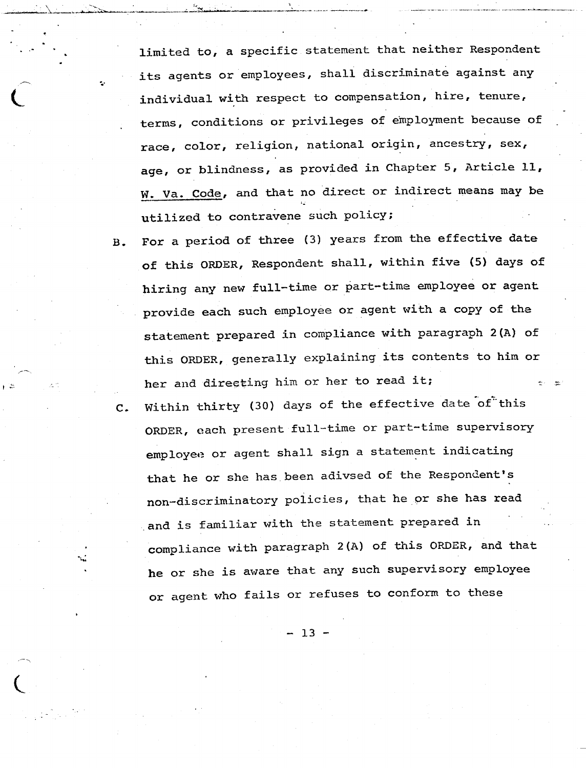limited to, a specific statement that neither Respondent its agents or employees, shall discriminate against any individual with respect to compensation, hire, tenure, terms, conditions or privileges of employment because of race, color, religion, national origin, ancestry, sex, age, or blindness, as provided in Chapter 5, Article 11, W. Va. Code, and that no direct or indirect means may be utilized to contravene such policy;

B. For a period of three (3) years from the effective date of this ORDER, Respondent shall, within five (5) days of hiring any new full-time or part-time employee or agent provide each such employee or agent with a copy of the statement prepared in compliance with paragraph 2(A) of this ORDER, generally explaining its contents to him or her and directing him or her to read it;

C. Within thirty (30) days of the effective date of this ORDER, each present full-time or part-time supervisory employee or agent shall sign a statement indicating that he or she has been adivsed of the Respondent's non-discriminatory policies, that he or she has read and is familiar with the statement prepared in compliance with paragraph 2(A) of this ORDER, and that he or she is aware that any such supervisory employee or agent who fails or refuses to conform to these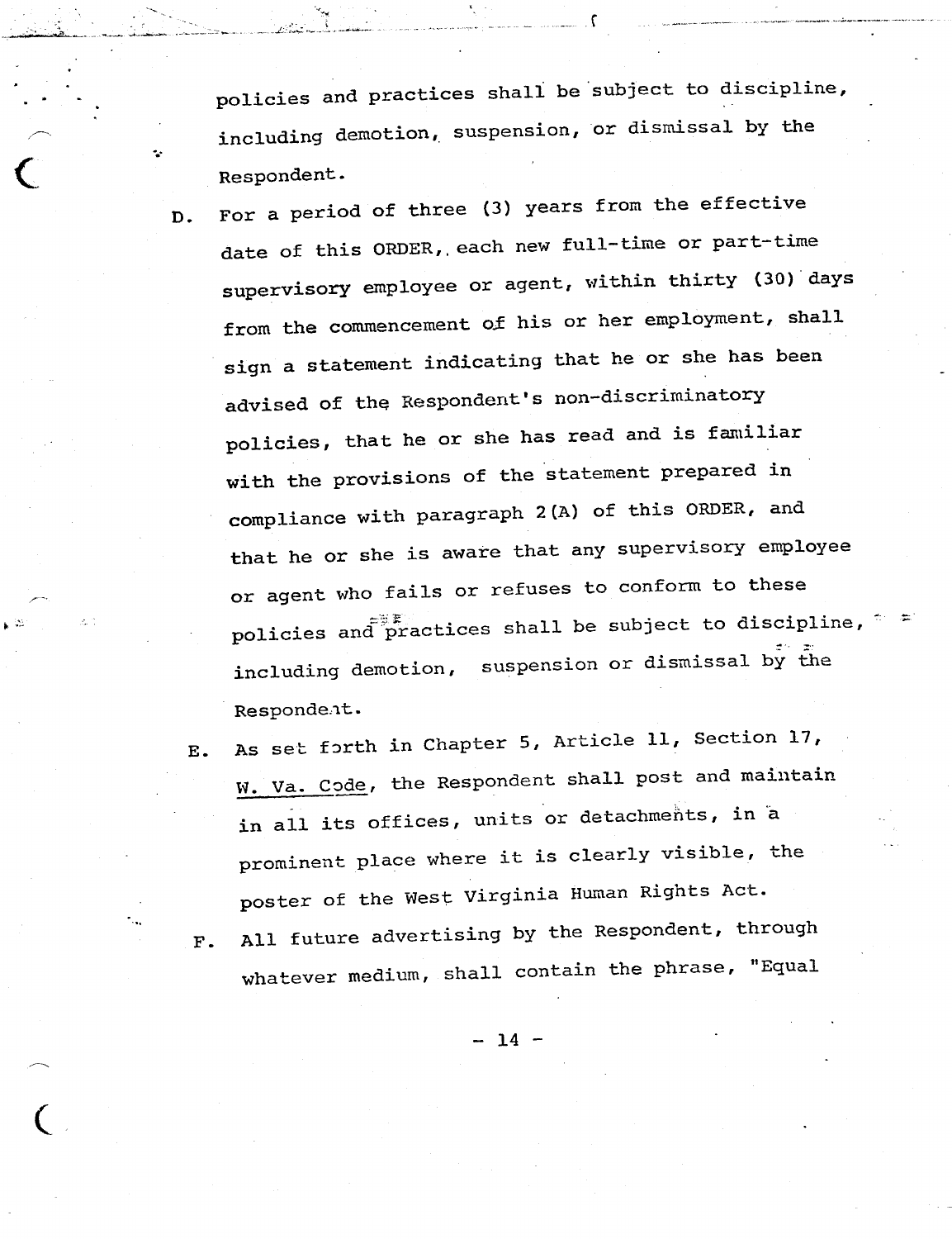policies and practices shall be subject to discipline, including demotion, suspension, or dismissal by the Respondent.

D. For a period of three (3) years from the effective date of this ORDER, each new full-time or part-time supervisory employee or agent, within thirty (30) days from the commencement of his or her employment, shall sign a statement indicating that he or she has been advised of the Respondent's non-discriminatory policies, that he or she has read and is familiar with the provisions of the statement prepared in compliance with paragraph 2(A) of this ORDER, and that he or she is aware that any supervisory employee or agent who fails or refuses to conform to these policies and practices shall be subject to discipline, including demotion, suspension or dismissal by the Respondent.

E. As set forth in Chapter 5, Article 11, Section 17, W. Va. Code, the Respondent shall post and maintain in all its offices, units or detachments, in a prominent place where it is clearly visible, the poster of the West Virginia Human Rights Act.

F. All future advertising by the Respondent, through whatever medium, shall contain the phrase, "Equal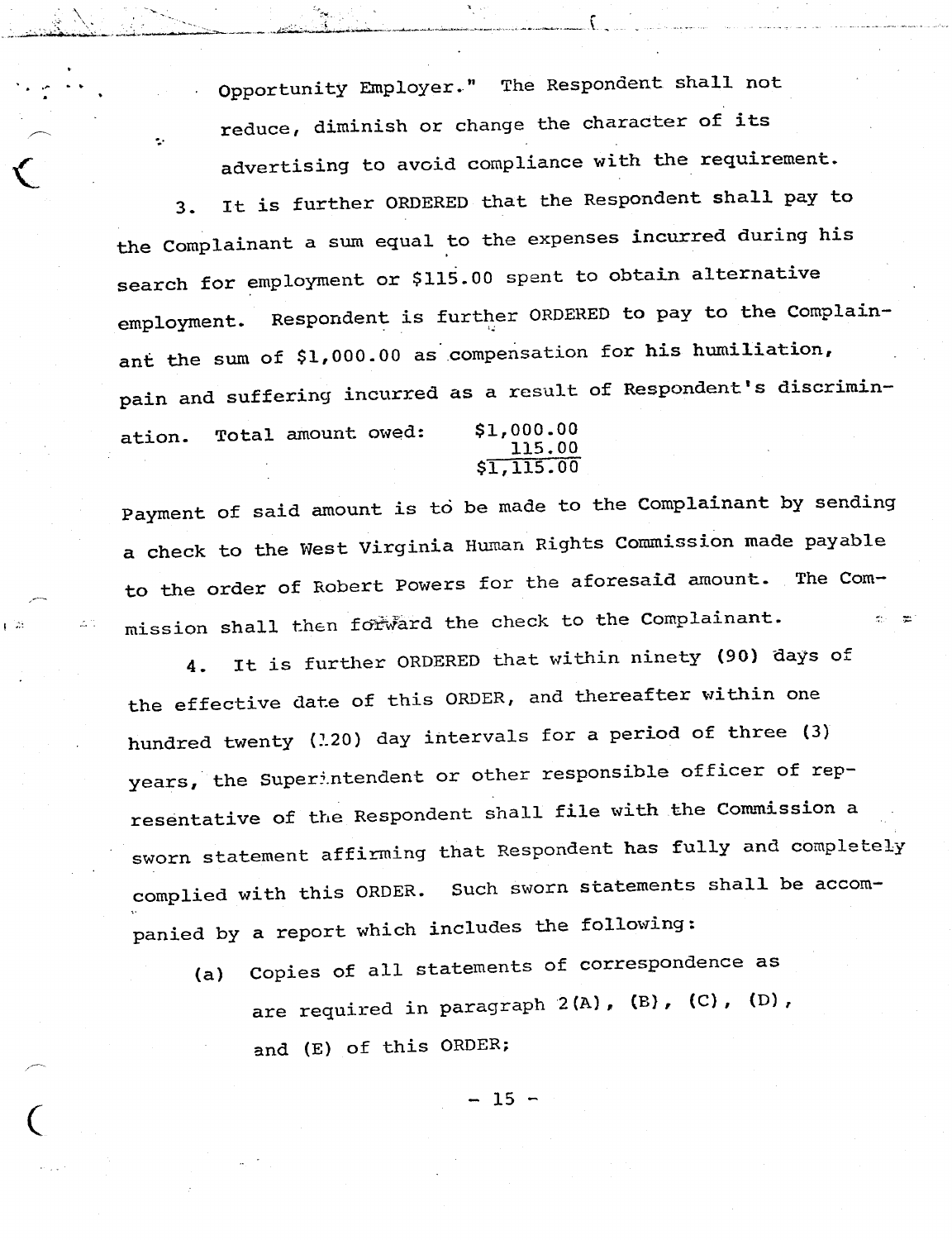Opportunity Employer." The Respondent shall not reduce, diminish or change the character of its advertising to avoid compliance with the requirement.

3. It is further ORDERED that the Respondent shall pay to the Complainant a sum equal to the expenses incurred during his search for employment or $115.00 spent to obtain alternative employment. Respondent is further ORDERED to pay to the Complainant the sum of $1,000.00 as compensation for his humiliation, pain and suffering incurred as a result of Respondent's discrimination. Total amount owed:

| |
|---:|
| $1,000.00 |
| 115.00 |
| $1,115.00 |

Payment of said amount is to be made to the Complainant by sending a check to the West Virginia Human Rights Commission made payable to the order of Robert Powers for the aforesaid amount. The Commission shall then forward the check to the Complainant.

4. It is further ORDERED that within ninety (90) days of the effective date of this ORDER, and thereafter within one hundred twenty (120) day intervals for a period of three (3) years, the Superintendent or other responsible officer of representative of the Respondent shall file with the Commission a sworn statement affirming that Respondent has fully and completely complied with this ORDER. Such sworn statements shall be accompanied by a report which includes the following:

(a) Copies of all statements of correspondence as are required in paragraph 2(A), (B), (C), (D), and (E) of this ORDER;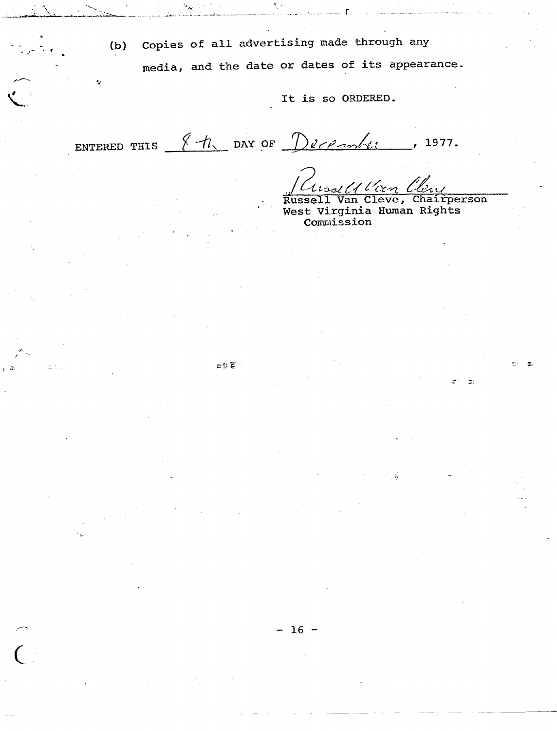(b) Copies of all advertising made through any media, and the date or dates of its appearance.

It is so ORDERED.

ENTERED THIS 8th DAY OF December, 1977.

Russell Van Cleve

Russell Van Cleve, Chairperson
West Virginia Human Rights Commission